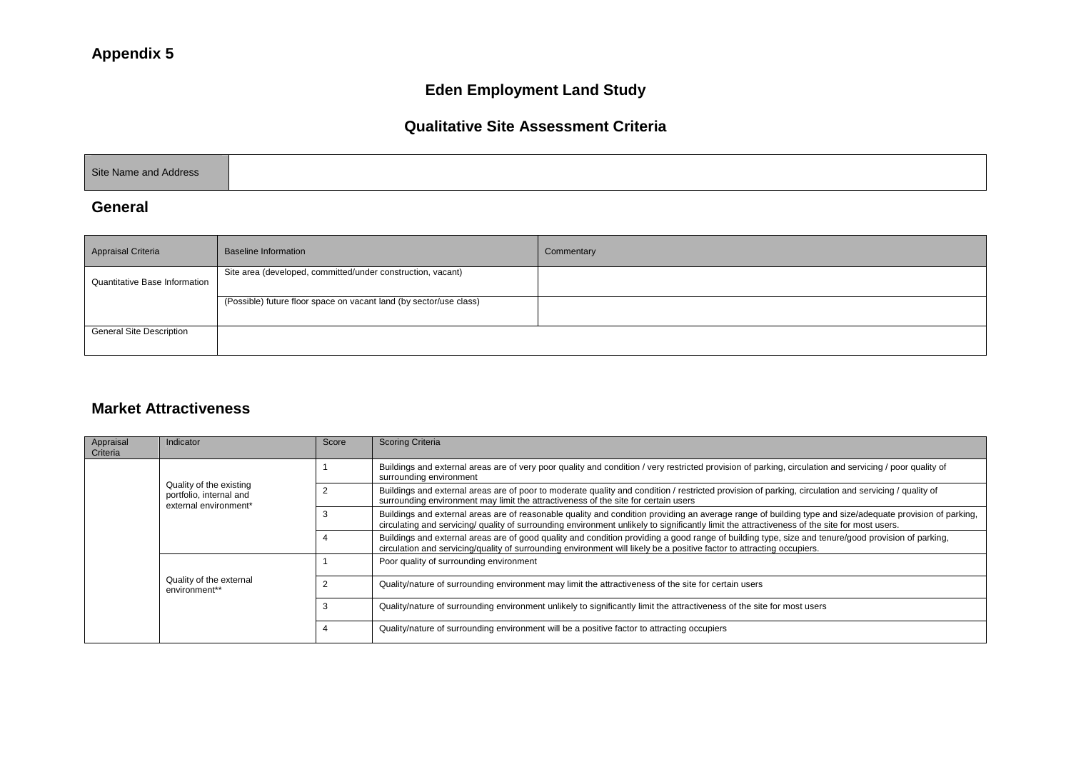**Appendix 5**

## Eden Employment Land Study

## Qualitative Site Assessment Criteria

| Site Name and Address | |
|---|---|

### General

| Appraisal Criteria | Baseline Information | Commentary |
|---|---|---|
| Quantitative Base Information | Site area (developed, committed/under construction, vacant) | |
| | (Possible) future floor space on vacant land (by sector/use class) | |
| General Site Description | | |

### Market Attractiveness

| Appraisal Criteria | Indicator | Score | Scoring Criteria |
|---|---|---|---|
| | Quality of the existing portfolio, internal and external environment* | 1 | Buildings and external areas are of very poor quality and condition / very restricted provision of parking, circulation and servicing / poor quality of surrounding environment |
| | | 2 | Buildings and external areas are of poor to moderate quality and condition / restricted provision of parking, circulation and servicing / quality of surrounding environment may limit the attractiveness of the site for certain users |
| | | 3 | Buildings and external areas are of reasonable quality and condition providing an average range of building type and size/adequate provision of parking, circulating and servicing/ quality of surrounding environment unlikely to significantly limit the attractiveness of the site for most users. |
| | | 4 | Buildings and external areas are of good quality and condition providing a good range of building type, size and tenure/good provision of parking, circulation and servicing/quality of surrounding environment will likely be a positive factor to attracting occupiers. |
| | Quality of the external environment** | 1 | Poor quality of surrounding environment |
| | | 2 | Quality/nature of surrounding environment may limit the attractiveness of the site for certain users |
| | | 3 | Quality/nature of surrounding environment unlikely to significantly limit the attractiveness of the site for most users |
| | | 4 | Quality/nature of surrounding environment will be a positive factor to attracting occupiers |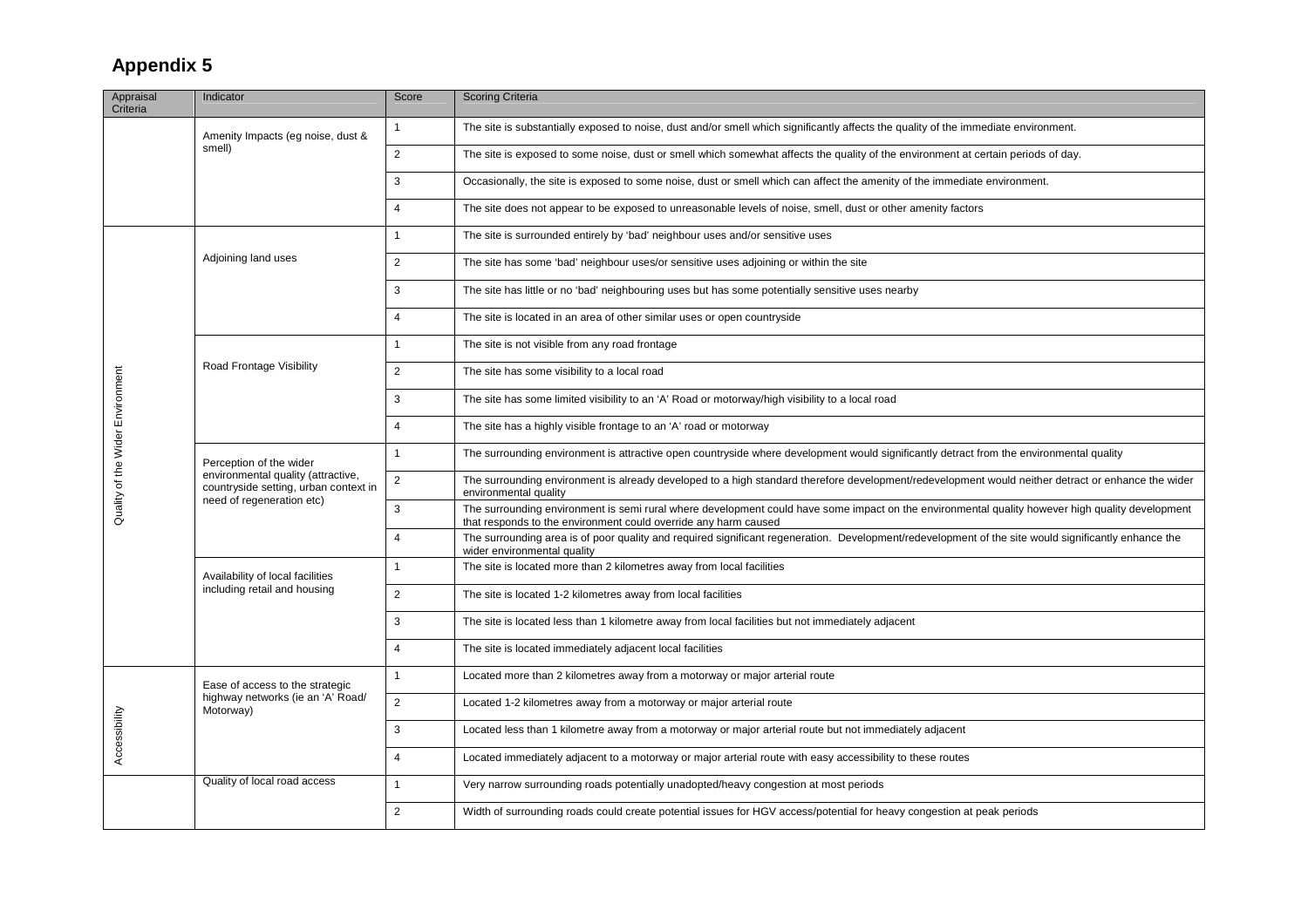## Appendix 5

| Appraisal Criteria | Indicator | Score | Scoring Criteria |
|---|---|---|---|
| | Amenity Impacts (eg noise, dust & smell) | 1 | The site is substantially exposed to noise, dust and/or smell which significantly affects the quality of the immediate environment. |
| | | 2 | The site is exposed to some noise, dust or smell which somewhat affects the quality of the environment at certain periods of day. |
| | | 3 | Occasionally, the site is exposed to some noise, dust or smell which can affect the amenity of the immediate environment. |
| | | 4 | The site does not appear to be exposed to unreasonable levels of noise, smell, dust or other amenity factors |
| Quality of the Wider Environment | Adjoining land uses | 1 | The site is surrounded entirely by 'bad' neighbour uses and/or sensitive uses |
| | | 2 | The site has some 'bad' neighbour uses/or sensitive uses adjoining or within the site |
| | | 3 | The site has little or no 'bad' neighbouring uses but has some potentially sensitive uses nearby |
| | | 4 | The site is located in an area of other similar uses or open countryside |
| | Road Frontage Visibility | 1 | The site is not visible from any road frontage |
| | | 2 | The site has some visibility to a local road |
| | | 3 | The site has some limited visibility to an 'A' Road or motorway/high visibility to a local road |
| | | 4 | The site has a highly visible frontage to an 'A' road or motorway |
| | Perception of the wider environmental quality (attractive, countryside setting, urban context in need of regeneration etc) | 1 | The surrounding environment is attractive open countryside where development would significantly detract from the environmental quality |
| | | 2 | The surrounding environment is already developed to a high standard therefore development/redevelopment would neither detract or enhance the wider environmental quality |
| | | 3 | The surrounding environment is semi rural where development could have some impact on the environmental quality however high quality development that responds to the environment could override any harm caused |
| | | 4 | The surrounding area is of poor quality and required significant regeneration. Development/redevelopment of the site would significantly enhance the wider environmental quality |
| | Availability of local facilities including retail and housing | 1 | The site is located more than 2 kilometres away from local facilities |
| | | 2 | The site is located 1-2 kilometres away from local facilities |
| | | 3 | The site is located less than 1 kilometre away from local facilities but not immediately adjacent |
| | | 4 | The site is located immediately adjacent local facilities |
| Accessibility | Ease of access to the strategic highway networks (ie an 'A' Road/ Motorway) | 1 | Located more than 2 kilometres away from a motorway or major arterial route |
| | | 2 | Located 1-2 kilometres away from a motorway or major arterial route |
| | | 3 | Located less than 1 kilometre away from a motorway or major arterial route but not immediately adjacent |
| | | 4 | Located immediately adjacent to a motorway or major arterial route with easy accessibility to these routes |
| | Quality of local road access | 1 | Very narrow surrounding roads potentially unadopted/heavy congestion at most periods |
| | | 2 | Width of surrounding roads could create potential issues for HGV access/potential for heavy congestion at peak periods |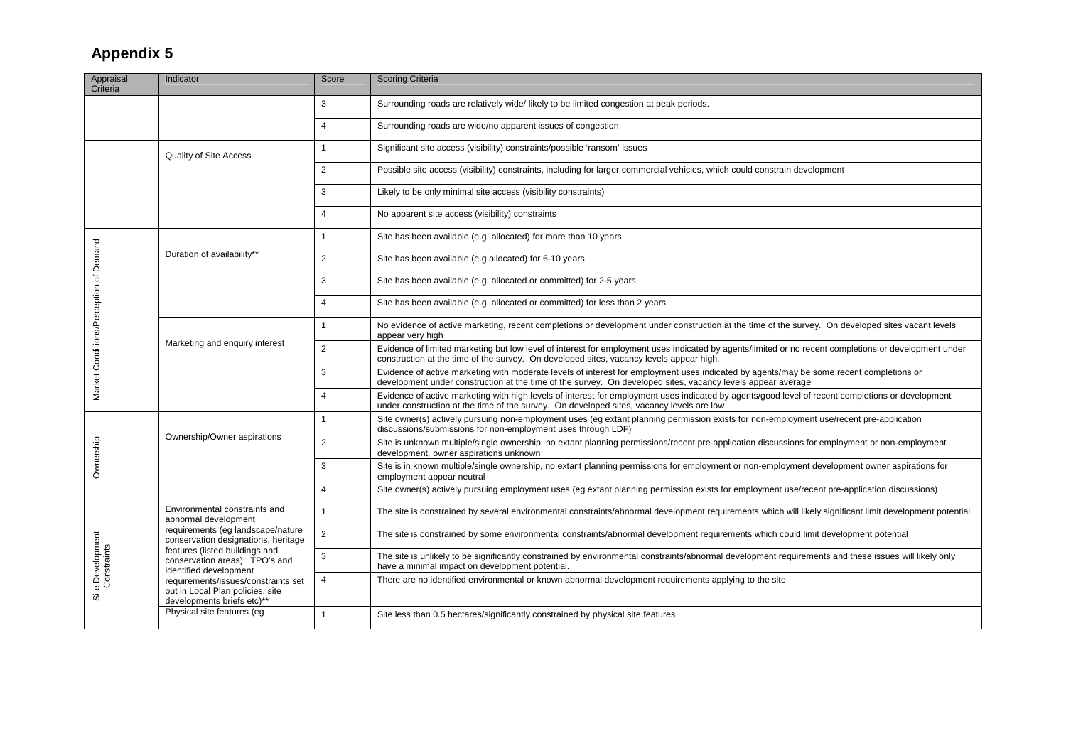## Appendix 5

| Appraisal Criteria | Indicator | Score | Scoring Criteria |
|---|---|---|---|
| | | 3 | Surrounding roads are relatively wide/ likely to be limited congestion at peak periods. |
| | | 4 | Surrounding roads are wide/no apparent issues of congestion |
| | Quality of Site Access | 1 | Significant site access (visibility) constraints/possible 'ransom' issues |
| | | 2 | Possible site access (visibility) constraints, including for larger commercial vehicles, which could constrain development |
| | | 3 | Likely to be only minimal site access (visibility constraints) |
| | | 4 | No apparent site access (visibility) constraints |
| Market Conditions/Perception of Demand | Duration of availability** | 1 | Site has been available (e.g. allocated) for more than 10 years |
| | | 2 | Site has been available (e.g allocated) for 6-10 years |
| | | 3 | Site has been available (e.g. allocated or committed) for 2-5 years |
| | | 4 | Site has been available (e.g. allocated or committed) for less than 2 years |
| | Marketing and enquiry interest | 1 | No evidence of active marketing, recent completions or development under construction at the time of the survey. On developed sites vacant levels appear very high |
| | | 2 | Evidence of limited marketing but low level of interest for employment uses indicated by agents/limited or no recent completions or development under construction at the time of the survey. On developed sites, vacancy levels appear high. |
| | | 3 | Evidence of active marketing with moderate levels of interest for employment uses indicated by agents/may be some recent completions or development under construction at the time of the survey. On developed sites, vacancy levels appear average |
| | | 4 | Evidence of active marketing with high levels of interest for employment uses indicated by agents/good level of recent completions or development under construction at the time of the survey. On developed sites, vacancy levels are low |
| Ownership | Ownership/Owner aspirations | 1 | Site owner(s) actively pursuing non-employment uses (eg extant planning permission exists for non-employment use/recent pre-application discussions/submissions for non-employment uses through LDF) |
| | | 2 | Site is unknown multiple/single ownership, no extant planning permissions/recent pre-application discussions for employment or non-employment development, owner aspirations unknown |
| | | 3 | Site is in known multiple/single ownership, no extant planning permissions for employment or non-employment development owner aspirations for employment appear neutral |
| | | 4 | Site owner(s) actively pursuing employment uses (eg extant planning permission exists for employment use/recent pre-application discussions) |
| Site Development Constraints | Environmental constraints and abnormal development requirements (eg landscape/nature conservation designations, heritage features (listed buildings and conservation areas). TPO's and identified development requirements/issues/constraints set out in Local Plan policies, site developments briefs etc)** | 1 | The site is constrained by several environmental constraints/abnormal development requirements which will likely significant limit development potential |
| | | 2 | The site is constrained by some environmental constraints/abnormal development requirements which could limit development potential |
| | | 3 | The site is unlikely to be significantly constrained by environmental constraints/abnormal development requirements and these issues will likely only have a minimal impact on development potential. |
| | | 4 | There are no identified environmental or known abnormal development requirements applying to the site |
| | Physical site features (eg | 1 | Site less than 0.5 hectares/significantly constrained by physical site features |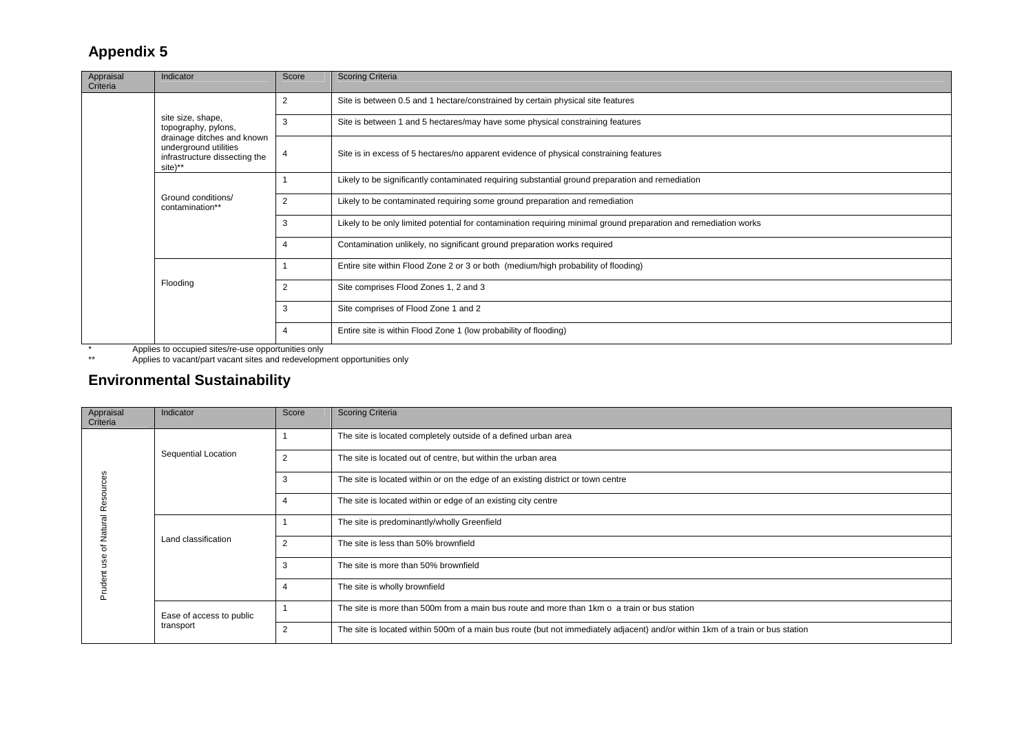## Appendix 5

| Appraisal Criteria | Indicator | Score | Scoring Criteria |
|---|---|---|---|
| | site size, shape, topography, pylons, drainage ditches and known underground utilities infrastructure dissecting the site)** | 2 | Site is between 0.5 and 1 hectare/constrained by certain physical site features |
| | | 3 | Site is between 1 and 5 hectares/may have some physical constraining features |
| | | 4 | Site is in excess of 5 hectares/no apparent evidence of physical constraining features |
| | Ground conditions/ contamination** | 1 | Likely to be significantly contaminated requiring substantial ground preparation and remediation |
| | | 2 | Likely to be contaminated requiring some ground preparation and remediation |
| | | 3 | Likely to be only limited potential for contamination requiring minimal ground preparation and remediation works |
| | | 4 | Contamination unlikely, no significant ground preparation works required |
| | Flooding | 1 | Entire site within Flood Zone 2 or 3 or both (medium/high probability of flooding) |
| | | 2 | Site comprises Flood Zones 1, 2 and 3 |
| | | 3 | Site comprises of Flood Zone 1 and 2 |
| | | 4 | Entire site is within Flood Zone 1 (low probability of flooding) |

\* Applies to occupied sites/re-use opportunities only

\** Applies to vacant/part vacant sites and redevelopment opportunities only

## Environmental Sustainability

| Appraisal Criteria | Indicator | Score | Scoring Criteria |
|---|---|---|---|
| Prudent use of Natural Resources | Sequential Location | 1 | The site is located completely outside of a defined urban area |
| | | 2 | The site is located out of centre, but within the urban area |
| | | 3 | The site is located within or on the edge of an existing district or town centre |
| | | 4 | The site is located within or edge of an existing city centre |
| | Land classification | 1 | The site is predominantly/wholly Greenfield |
| | | 2 | The site is less than 50% brownfield |
| | | 3 | The site is more than 50% brownfield |
| | | 4 | The site is wholly brownfield |
| | Ease of access to public transport | 1 | The site is more than 500m from a main bus route and more than 1km o a train or bus station |
| | | 2 | The site is located within 500m of a main bus route (but not immediately adjacent) and/or within 1km of a train or bus station |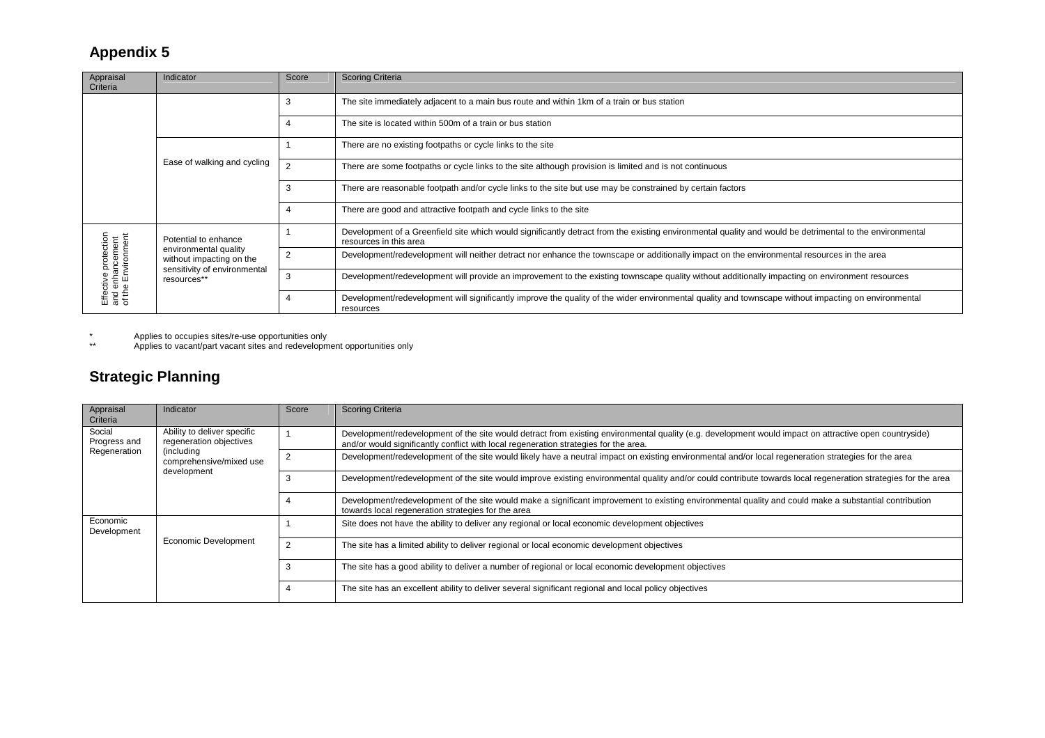## Appendix 5

| Appraisal Criteria | Indicator | Score | Scoring Criteria |
|---|---|---|---|
| | | 3 | The site immediately adjacent to a main bus route and within 1km of a train or bus station |
| | | 4 | The site is located within 500m of a train or bus station |
| | Ease of walking and cycling | 1 | There are no existing footpaths or cycle links to the site |
| | | 2 | There are some footpaths or cycle links to the site although provision is limited and is not continuous |
| | | 3 | There are reasonable footpath and/or cycle links to the site but use may be constrained by certain factors |
| | | 4 | There are good and attractive footpath and cycle links to the site |
| Effective protection and enhancement of the Environment | Potential to enhance environmental quality without impacting on the sensitivity of environmental resources** | 1 | Development of a Greenfield site which would significantly detract from the existing environmental quality and would be detrimental to the environmental resources in this area |
| | | 2 | Development/redevelopment will neither detract nor enhance the townscape or additionally impact on the environmental resources in the area |
| | | 3 | Development/redevelopment will provide an improvement to the existing townscape quality without additionally impacting on environment resources |
| | | 4 | Development/redevelopment will significantly improve the quality of the wider environmental quality and townscape without impacting on environmental resources |

\* Applies to occupies sites/re-use opportunities only

\*\* Applies to vacant/part vacant sites and redevelopment opportunities only

## Strategic Planning

| Appraisal Criteria | Indicator | Score | Scoring Criteria |
|---|---|---|---|
| Social Progress and Regeneration | Ability to deliver specific regeneration objectives (including comprehensive/mixed use development | 1 | Development/redevelopment of the site would detract from existing environmental quality (e.g. development would impact on attractive open countryside) and/or would significantly conflict with local regeneration strategies for the area. |
| | | 2 | Development/redevelopment of the site would likely have a neutral impact on existing environmental and/or local regeneration strategies for the area |
| | | 3 | Development/redevelopment of the site would improve existing environmental quality and/or could contribute towards local regeneration strategies for the area |
| | | 4 | Development/redevelopment of the site would make a significant improvement to existing environmental quality and could make a substantial contribution towards local regeneration strategies for the area |
| Economic Development | Economic Development | 1 | Site does not have the ability to deliver any regional or local economic development objectives |
| | | 2 | The site has a limited ability to deliver regional or local economic development objectives |
| | | 3 | The site has a good ability to deliver a number of regional or local economic development objectives |
| | | 4 | The site has an excellent ability to deliver several significant regional and local policy objectives |